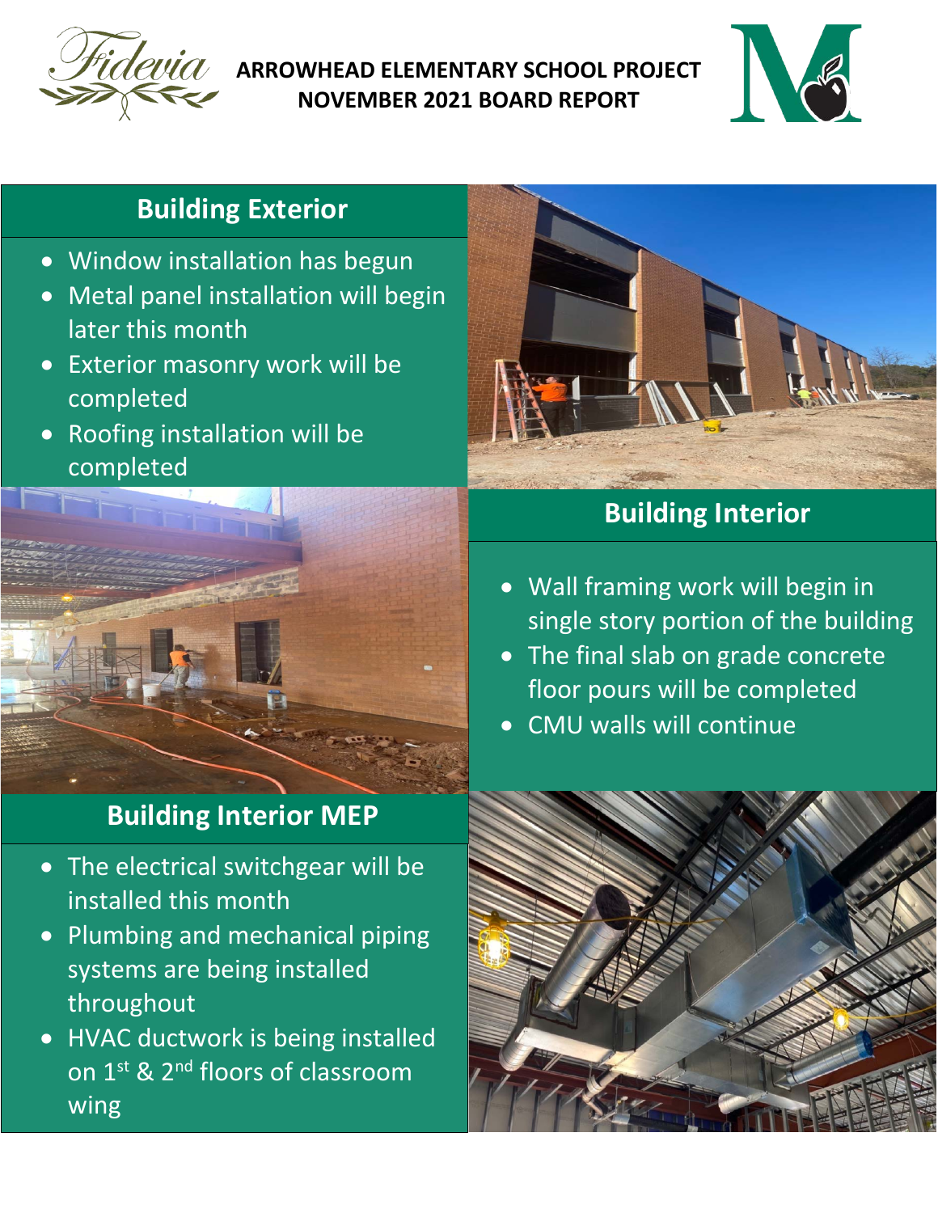# ARROWHEAD ELEMENTARY SCHOOL PROJECT NOVEMBER 2021 BOARD REPORT

## Building Exterior

- Window installation has begun
- Metal panel installation will begin later this month
- Exterior masonry work will be completed
- Roofing installation will be completed

## Building Interior

- Wall framing work will begin in single story portion of the building
- The final slab on grade concrete floor pours will be completed
- CMU walls will continue

## Building Interior MEP

- The electrical switchgear will be installed this month
- Plumbing and mechanical piping systems are being installed throughout
- HVAC ductwork is being installed on 1st & 2nd floors of classroom wing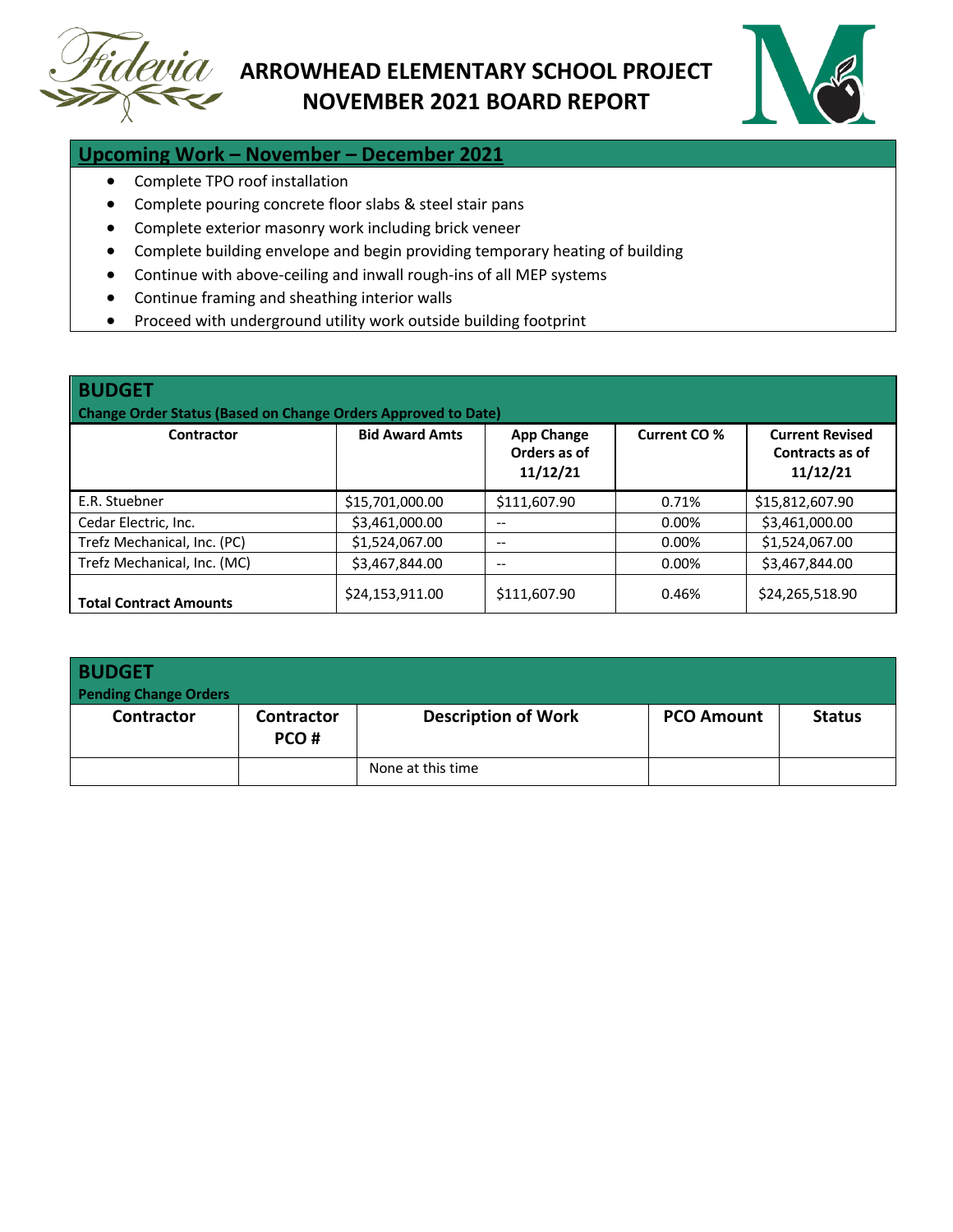# ARROWHEAD ELEMENTARY SCHOOL PROJECT
# NOVEMBER 2021 BOARD REPORT

## Upcoming Work – November – December 2021

- Complete TPO roof installation
- Complete pouring concrete floor slabs & steel stair pans
- Complete exterior masonry work including brick veneer
- Complete building envelope and begin providing temporary heating of building
- Continue with above-ceiling and inwall rough-ins of all MEP systems
- Continue framing and sheathing interior walls
- Proceed with underground utility work outside building footprint

## BUDGET

**Change Order Status (Based on Change Orders Approved to Date)**

| Contractor | Bid Award Amts | App Change Orders as of 11/12/21 | Current CO % | Current Revised Contracts as of 11/12/21 |
|---|---|---|---|---|
| E.R. Stuebner | $15,701,000.00 | $111,607.90 | 0.71% | $15,812,607.90 |
| Cedar Electric, Inc. | $3,461,000.00 | -- | 0.00% | $3,461,000.00 |
| Trefz Mechanical, Inc. (PC) | $1,524,067.00 | -- | 0.00% | $1,524,067.00 |
| Trefz Mechanical, Inc. (MC) | $3,467,844.00 | -- | 0.00% | $3,467,844.00 |
| **Total Contract Amounts** | $24,153,911.00 | $111,607.90 | 0.46% | $24,265,518.90 |

## BUDGET

**Pending Change Orders**

| Contractor | Contractor PCO # | Description of Work | PCO Amount | Status |
|---|---|---|---|---|
| | | None at this time | | |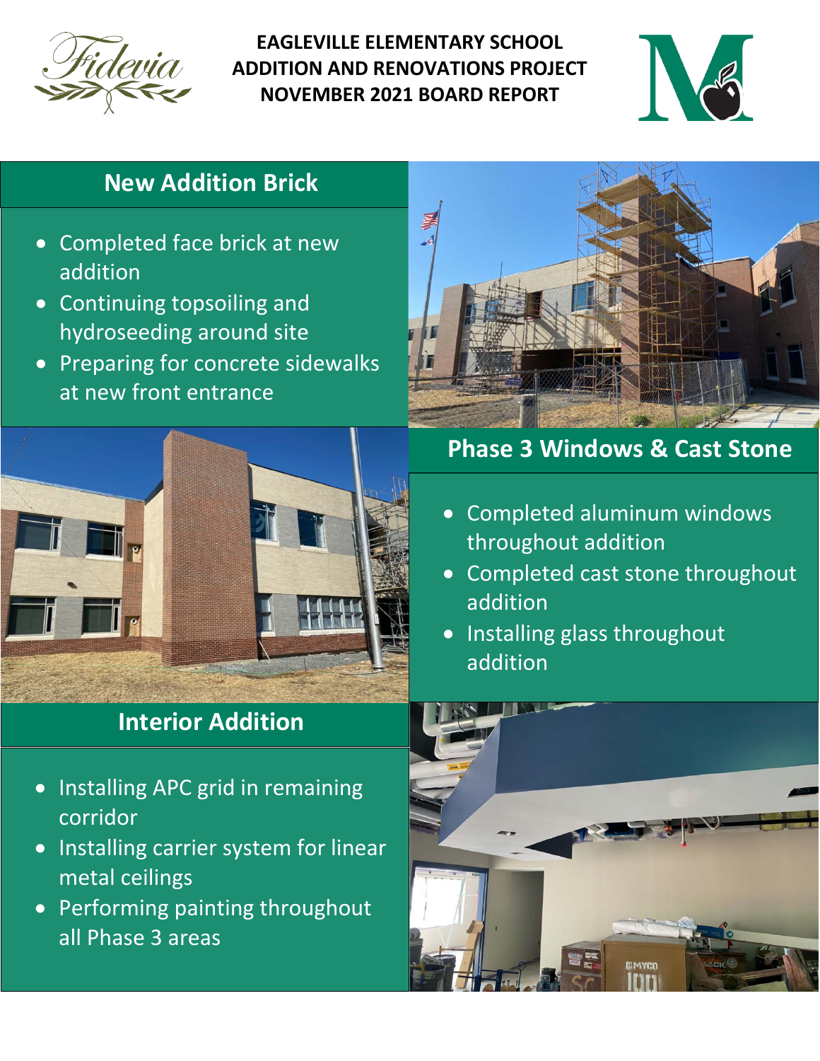# EAGLEVILLE ELEMENTARY SCHOOL ADDITION AND RENOVATIONS PROJECT NOVEMBER 2021 BOARD REPORT

## New Addition Brick

- Completed face brick at new addition
- Continuing topsoiling and hydroseeding around site
- Preparing for concrete sidewalks at new front entrance

## Phase 3 Windows & Cast Stone

- Completed aluminum windows throughout addition
- Completed cast stone throughout addition
- Installing glass throughout addition

## Interior Addition

- Installing APC grid in remaining corridor
- Installing carrier system for linear metal ceilings
- Performing painting throughout all Phase 3 areas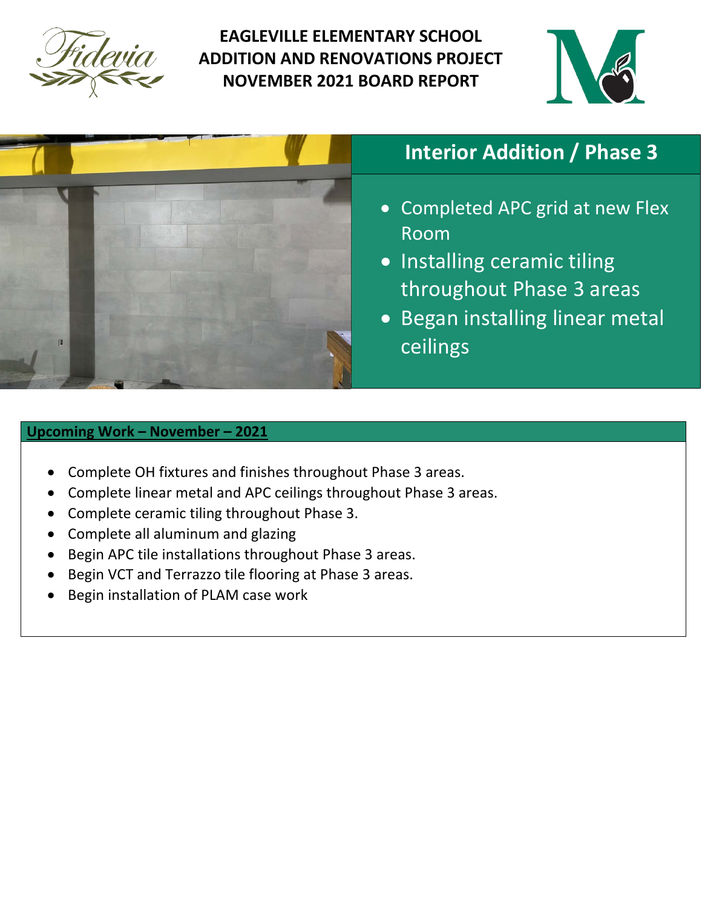# EAGLEVILLE ELEMENTARY SCHOOL ADDITION AND RENOVATIONS PROJECT NOVEMBER 2021 BOARD REPORT

## Interior Addition / Phase 3

- Completed APC grid at new Flex Room
- Installing ceramic tiling throughout Phase 3 areas
- Began installing linear metal ceilings

**Upcoming Work – November – 2021**

- Complete OH fixtures and finishes throughout Phase 3 areas.
- Complete linear metal and APC ceilings throughout Phase 3 areas.
- Complete ceramic tiling throughout Phase 3.
- Complete all aluminum and glazing
- Begin APC tile installations throughout Phase 3 areas.
- Begin VCT and Terrazzo tile flooring at Phase 3 areas.
- Begin installation of PLAM case work